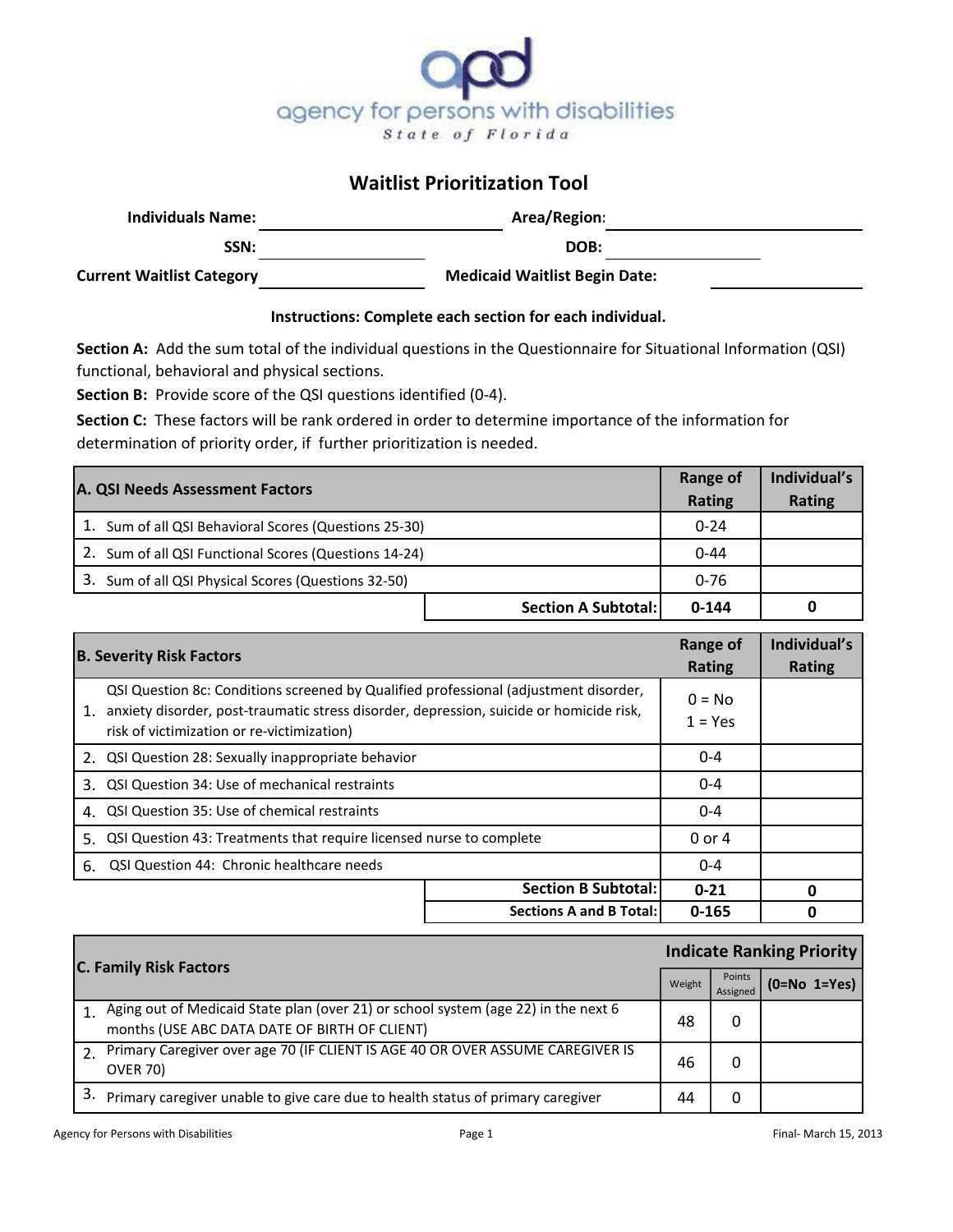agency for persons with disabilities
State of Florida

# Waitlist Prioritization Tool

**Individuals Name:** ______________________ **Area/Region:** ______________________

**SSN:** ______________________ **DOB:** ______________________

**Current Waitlist Category** ______________________ **Medicaid Waitlist Begin Date:** ______________________

**Instructions: Complete each section for each individual.**

**Section A:** Add the sum total of the individual questions in the Questionnaire for Situational Information (QSI) functional, behavioral and physical sections.

**Section B:** Provide score of the QSI questions identified (0-4).

**Section C:** These factors will be rank ordered in order to determine importance of the information for determination of priority order, if further prioritization is needed.

| A. QSI Needs Assessment Factors | Range of Rating | Individual's Rating |
|---|---|---|
| 1. Sum of all QSI Behavioral Scores (Questions 25-30) | 0-24 | |
| 2. Sum of all QSI Functional Scores (Questions 14-24) | 0-44 | |
| 3. Sum of all QSI Physical Scores (Questions 32-50) | 0-76 | |
| **Section A Subtotal:** | **0-144** | **0** |

| B. Severity Risk Factors | Range of Rating | Individual's Rating |
|---|---|---|
| 1. QSI Question 8c: Conditions screened by Qualified professional (adjustment disorder, anxiety disorder, post-traumatic stress disorder, depression, suicide or homicide risk, risk of victimization or re-victimization) | 0 = No<br>1 = Yes | |
| 2. QSI Question 28: Sexually inappropriate behavior | 0-4 | |
| 3. QSI Question 34: Use of mechanical restraints | 0-4 | |
| 4. QSI Question 35: Use of chemical restraints | 0-4 | |
| 5. QSI Question 43: Treatments that require licensed nurse to complete | 0 or 4 | |
| 6. QSI Question 44: Chronic healthcare needs | 0-4 | |
| **Section B Subtotal:** | **0-21** | **0** |
| **Sections A and B Total:** | **0-165** | **0** |

| C. Family Risk Factors | Indicate Ranking Priority | | |
|---|---|---|---|
| | Weight | Points Assigned | (0=No 1=Yes) |
| 1. Aging out of Medicaid State plan (over 21) or school system (age 22) in the next 6 months (USE ABC DATA DATE OF BIRTH OF CLIENT) | 48 | 0 | |
| 2. Primary Caregiver over age 70 (IF CLIENT IS AGE 40 OR OVER ASSUME CAREGIVER IS OVER 70) | 46 | 0 | |
| 3. Primary caregiver unable to give care due to health status of primary caregiver | 44 | 0 | |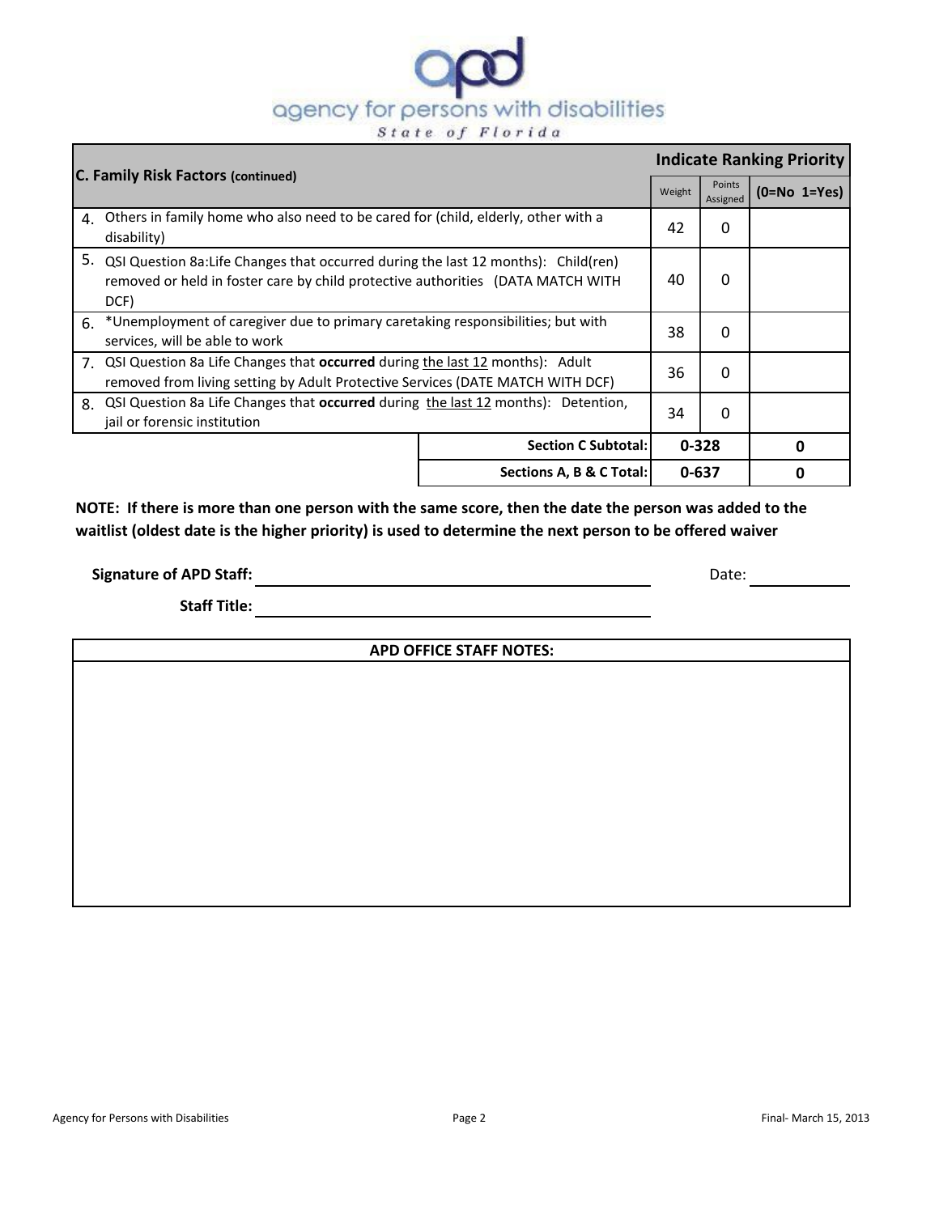agency for persons with disabilities

State of Florida

| C. Family Risk Factors (continued) | Weight | Points Assigned | Indicate Ranking Priority (0=No 1=Yes) |
|---|---|---|---|
| 4. Others in family home who also need to be cared for (child, elderly, other with a disability) | 42 | 0 | |
| 5. QSI Question 8a:Life Changes that occurred during the last 12 months): Child(ren) removed or held in foster care by child protective authorities (DATA MATCH WITH DCF) | 40 | 0 | |
| 6. *Unemployment of caregiver due to primary caretaking responsibilities; but with services, will be able to work | 38 | 0 | |
| 7. QSI Question 8a Life Changes that **occurred** during the last 12 months): Adult removed from living setting by Adult Protective Services (DATE MATCH WITH DCF) | 36 | 0 | |
| 8. QSI Question 8a Life Changes that **occurred** during the last 12 months): Detention, jail or forensic institution | 34 | 0 | |
| **Section C Subtotal:** | **0-328** | | **0** |
| **Sections A, B & C Total:** | **0-637** | | **0** |

**NOTE: If there is more than one person with the same score, then the date the person was added to the waitlist (oldest date is the higher priority) is used to determine the next person to be offered waiver**

**Signature of APD Staff:** ______________________ Date: __________

**Staff Title:** ______________________

| APD OFFICE STAFF NOTES: |
|---|
| |